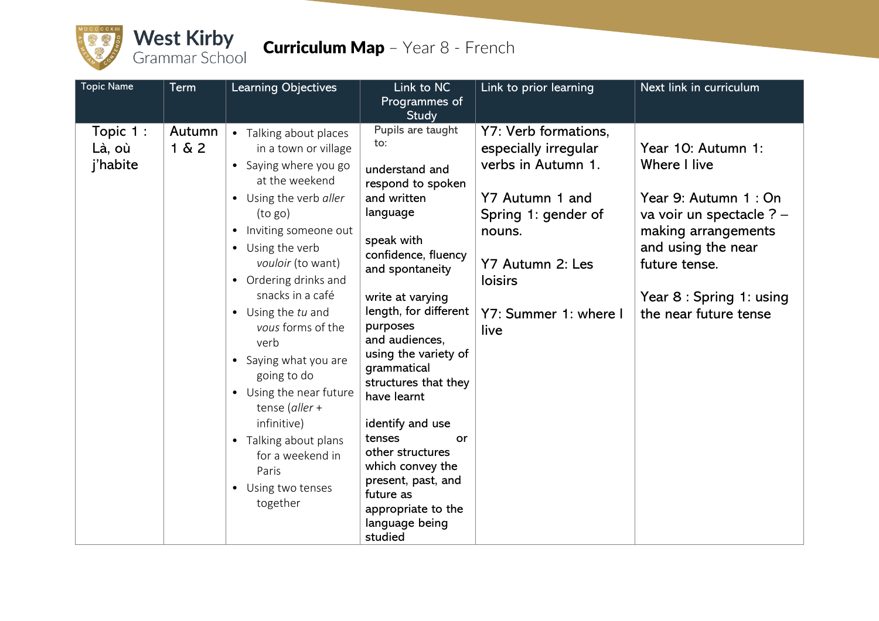West Kirby Grammar School

# Curriculum Map – Year 8 - French

| Topic Name | Term | Learning Objectives | Link to NC Programmes of Study | Link to prior learning | Next link in curriculum |
|---|---|---|---|---|---|
| Topic 1 : Là, où j'habite | Autumn 1 & 2 | • Talking about places in a town or village<br>• Saying where you go at the weekend<br>• Using the verb *aller* (to go)<br>• Inviting someone out<br>• Using the verb *vouloir* (to want)<br>• Ordering drinks and snacks in a café<br>• Using the *tu* and *vous* forms of the verb<br>• Saying what you are going to do<br>• Using the near future tense (*aller* + infinitive)<br>• Talking about plans for a weekend in Paris<br>• Using two tenses together | Pupils are taught to:<br><br>understand and respond to spoken and written language<br><br>speak with confidence, fluency and spontaneity<br><br>write at varying length, for different purposes and audiences, using the variety of grammatical structures that they have learnt<br><br>identify and use tenses or other structures which convey the present, past, and future as appropriate to the language being studied | Y7: Verb formations, especially irregular verbs in Autumn 1.<br><br>Y7 Autumn 1 and Spring 1: gender of nouns.<br><br>Y7 Autumn 2: Les loisirs<br><br>Y7: Summer 1: where I live | Year 10: Autumn 1: Where I live<br><br>Year 9: Autumn 1 : On va voir un spectacle ? – making arrangements and using the near future tense.<br><br>Year 8 : Spring 1: using the near future tense |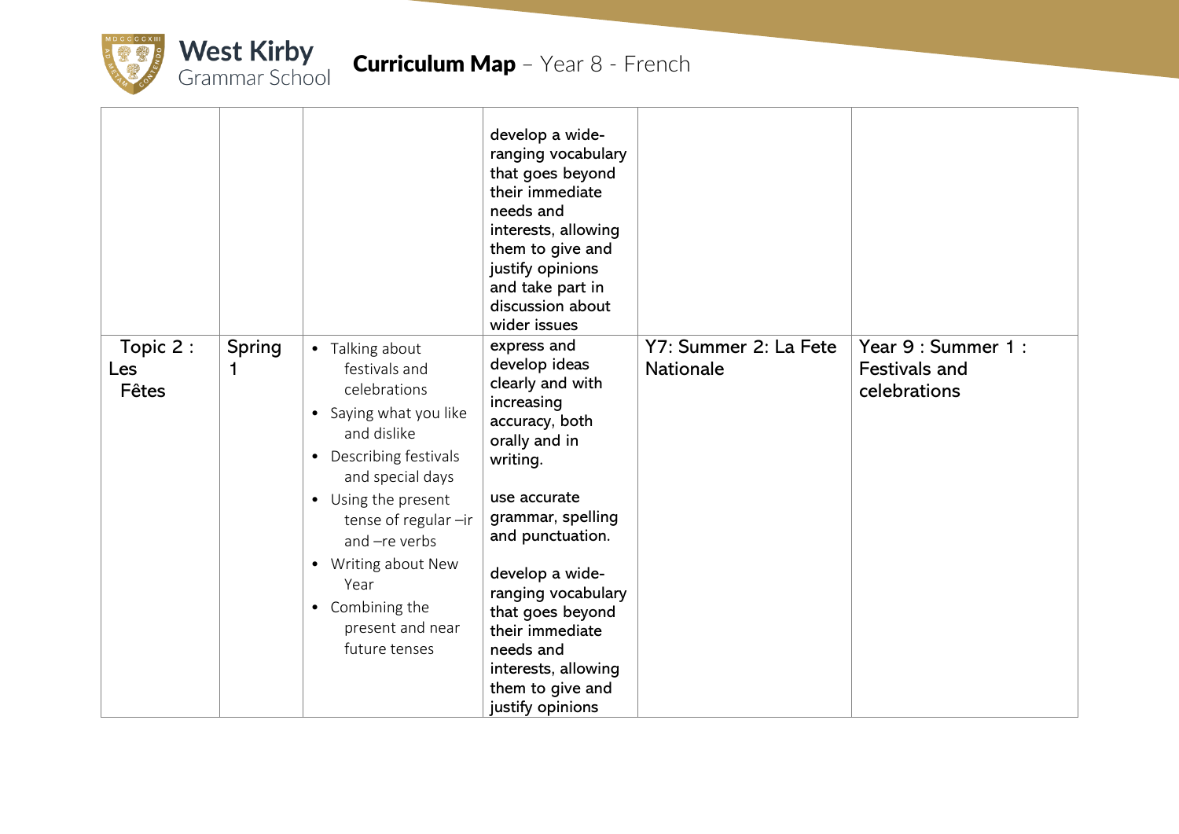| | | | | | |
|---|---|---|---|---|---|
| | | | develop a wide-ranging vocabulary that goes beyond their immediate needs and interests, allowing them to give and justify opinions and take part in discussion about wider issues | | |
| Topic 2 : Les Fêtes | Spring 1 | • Talking about festivals and celebrations<br>• Saying what you like and dislike<br>• Describing festivals and special days<br>• Using the present tense of regular –ir and –re verbs<br>• Writing about New Year<br>• Combining the present and near future tenses | express and develop ideas clearly and with increasing accuracy, both orally and in writing.<br><br>use accurate grammar, spelling and punctuation.<br><br>develop a wide-ranging vocabulary that goes beyond their immediate needs and interests, allowing them to give and justify opinions | Y7: Summer 2: La Fete Nationale | Year 9 : Summer 1 : Festivals and celebrations |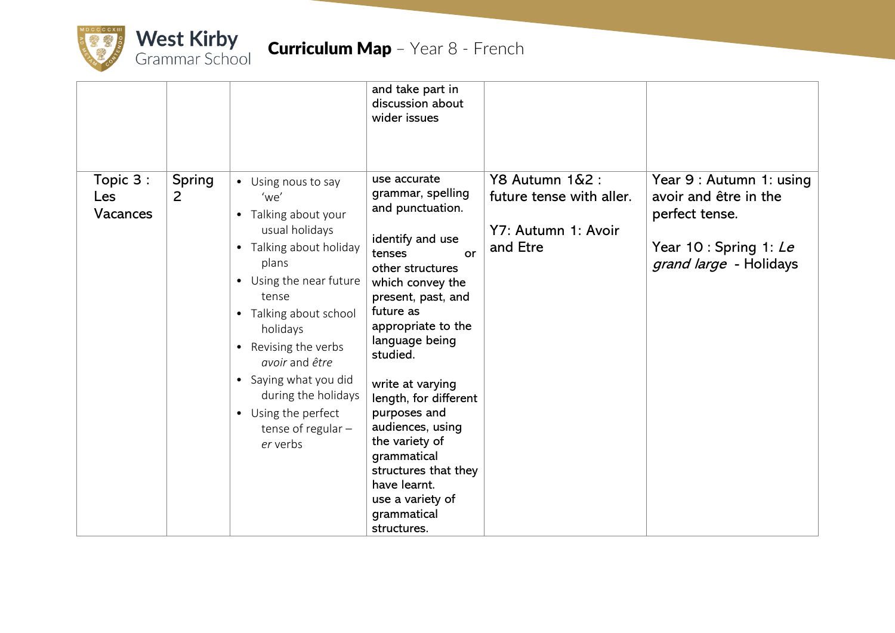| | | | | | |
|---|---|---|---|---|---|
| | | | and take part in discussion about wider issues | | |
| Topic 3 : Les Vacances | Spring 2 | • Using nous to say 'we'<br>• Talking about your usual holidays<br>• Talking about holiday plans<br>• Using the near future tense<br>• Talking about school holidays<br>• Revising the verbs *avoir* and *être*<br>• Saying what you did during the holidays<br>• Using the perfect tense of regular –*er* verbs | use accurate grammar, spelling and punctuation.<br><br>identify and use tenses or other structures which convey the present, past, and future as appropriate to the language being studied.<br><br>write at varying length, for different purposes and audiences, using the variety of grammatical structures that they have learnt.<br>use a variety of grammatical structures. | Y8 Autumn 1&2 : future tense with aller.<br><br>Y7: Autumn 1: Avoir and Etre | Year 9 : Autumn 1: using avoir and être in the perfect tense.<br><br>Year 10 : Spring 1: *Le grand large* - Holidays |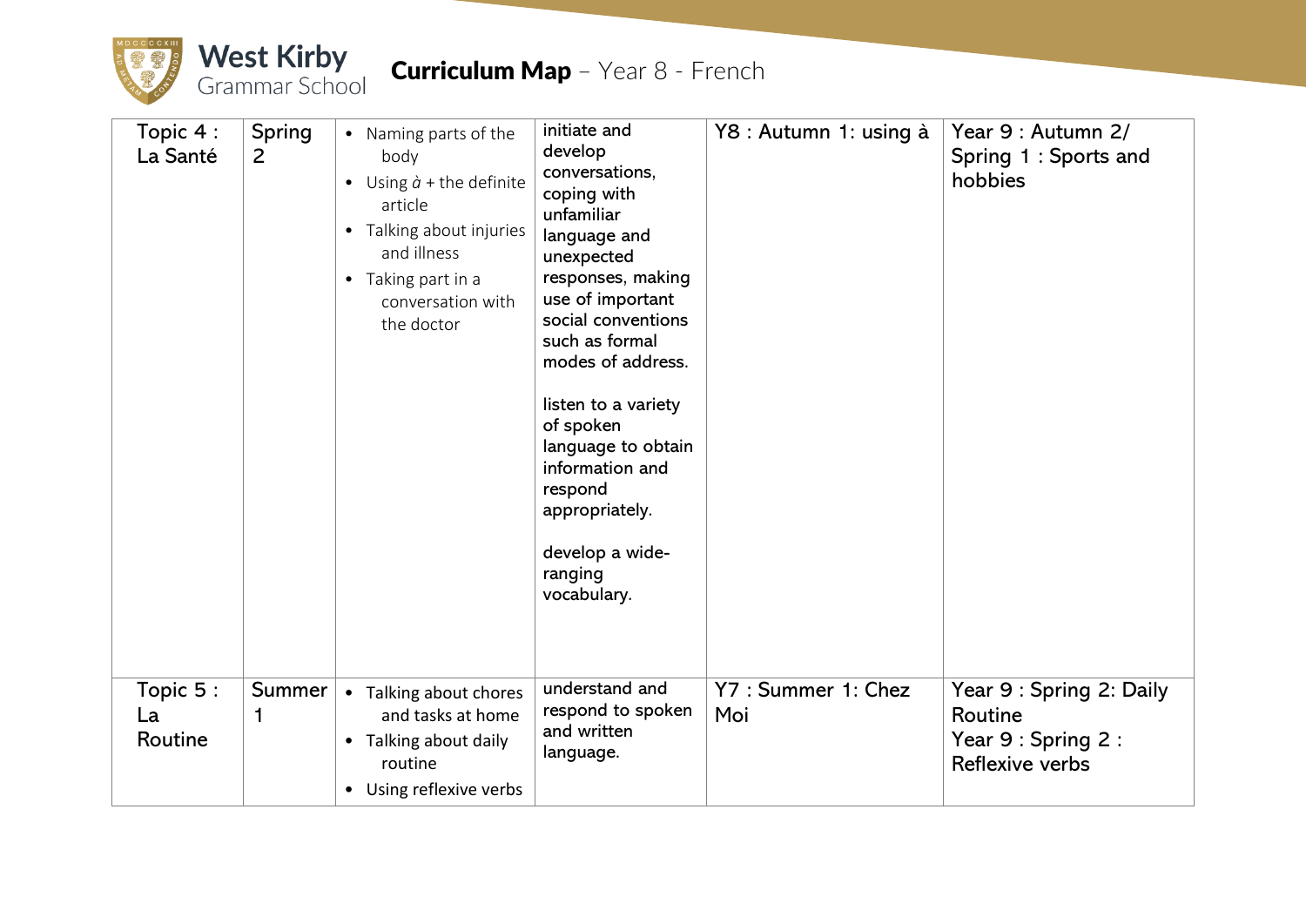# Curriculum Map – Year 8 - French

| Topic 4 : La Santé | Spring 2 | <ul><li>Naming parts of the body</li><li>Using *à* + the definite article</li><li>Talking about injuries and illness</li><li>Taking part in a conversation with the doctor</li></ul> | initiate and develop conversations, coping with unfamiliar language and unexpected responses, making use of important social conventions such as formal modes of address.<br><br>listen to a variety of spoken language to obtain information and respond appropriately.<br><br>develop a wide-ranging vocabulary. | Y8 : Autumn 1: using à | Year 9 : Autumn 2/ Spring 1 : Sports and hobbies |
|---|---|---|---|---|---|
| Topic 5 : La Routine | Summer 1 | <ul><li>Talking about chores and tasks at home</li><li>Talking about daily routine</li><li>Using reflexive verbs</li></ul> | understand and respond to spoken and written language. | Y7 : Summer 1: Chez Moi | Year 9 : Spring 2: Daily Routine<br>Year 9 : Spring 2 : Reflexive verbs |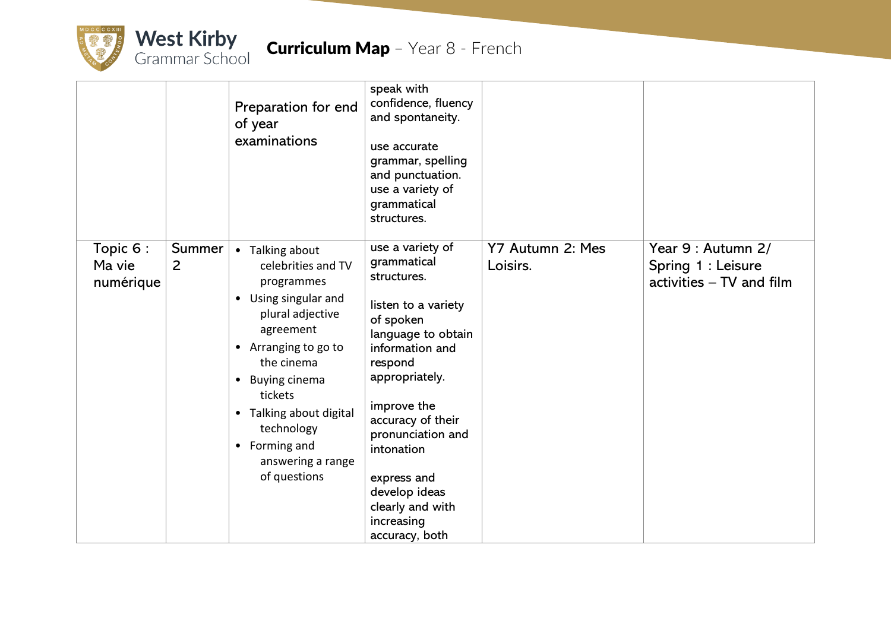| | | | | | |
|---|---|---|---|---|---|
| | | Preparation for end of year examinations | speak with confidence, fluency and spontaneity.<br><br>use accurate grammar, spelling and punctuation.<br>use a variety of grammatical structures. | | |
| Topic 6 : Ma vie numérique | Summer 2 | • Talking about celebrities and TV programmes<br>• Using singular and plural adjective agreement<br>• Arranging to go to the cinema<br>• Buying cinema tickets<br>• Talking about digital technology<br>• Forming and answering a range of questions | use a variety of grammatical structures.<br><br>listen to a variety of spoken language to obtain information and respond appropriately.<br><br>improve the accuracy of their pronunciation and intonation<br><br>express and develop ideas clearly and with increasing accuracy, both | Y7 Autumn 2: Mes Loisirs. | Year 9 : Autumn 2/ Spring 1 : Leisure activities – TV and film |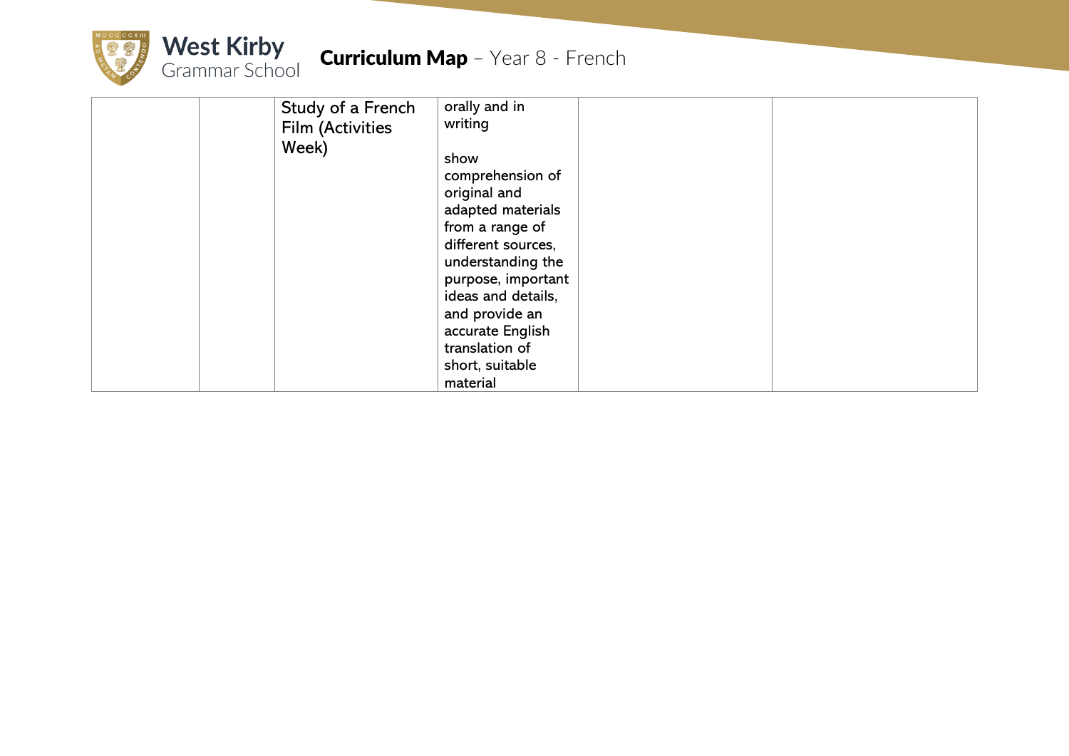| | | | | | |
|---|---|---|---|---|---|
| | | Study of a French Film (Activities Week) | orally and in writing<br><br>show comprehension of original and adapted materials from a range of different sources, understanding the purpose, important ideas and details, and provide an accurate English translation of short, suitable material | | |